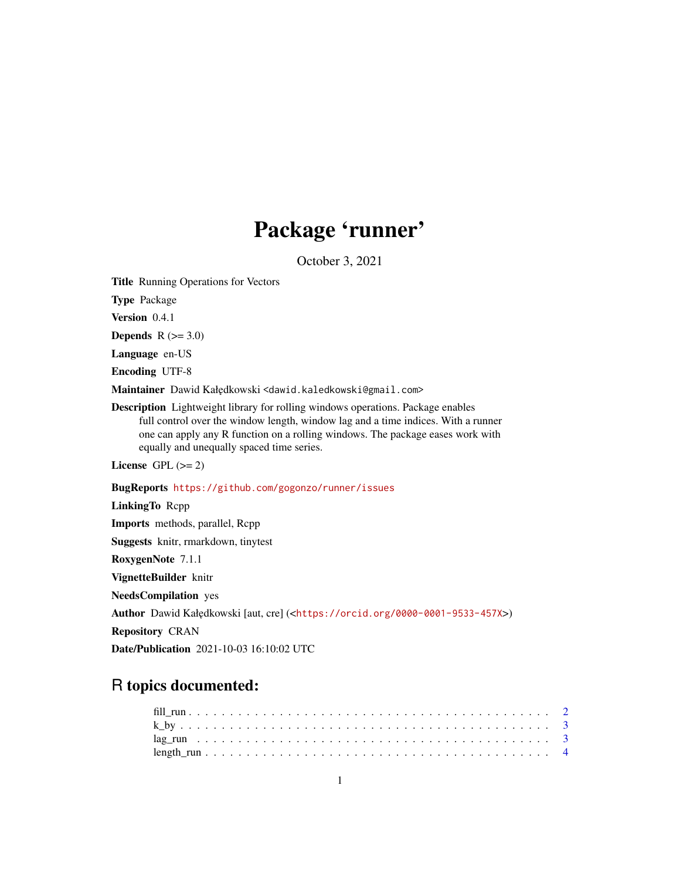# Package 'runner'

October 3, 2021

**Title** Running Operations for Vectors

**Type** Package

**Version** 0.4.1

**Depends** R (>= 3.0)

**Language** en-US

**Encoding** UTF-8

**Maintainer** Dawid Kałędkowski <dawid.kaledkowski@gmail.com>

**Description** Lightweight library for rolling windows operations. Package enables full control over the window length, window lag and a time indices. With a runner one can apply any R function on a rolling windows. The package eases work with equally and unequally spaced time series.

**License** GPL (>= 2)

**BugReports** https://github.com/gogonzo/runner/issues

**LinkingTo** Rcpp

**Imports** methods, parallel, Rcpp

**Suggests** knitr, rmarkdown, tinytest

**RoxygenNote** 7.1.1

**VignetteBuilder** knitr

**NeedsCompilation** yes

**Author** Dawid Kałędkowski [aut, cre] (<https://orcid.org/0000-0001-9533-457X>)

**Repository** CRAN

**Date/Publication** 2021-10-03 16:10:02 UTC

## R topics documented:

- fill_run . . . . . . . . . . . . . . . . . . . . . . . . . . . . . . . . . . . . . . . . . . . 2
- k_by . . . . . . . . . . . . . . . . . . . . . . . . . . . . . . . . . . . . . . . . . . . . 3
- lag_run . . . . . . . . . . . . . . . . . . . . . . . . . . . . . . . . . . . . . . . . . . . 3
- length_run . . . . . . . . . . . . . . . . . . . . . . . . . . . . . . . . . . . . . . . . . 4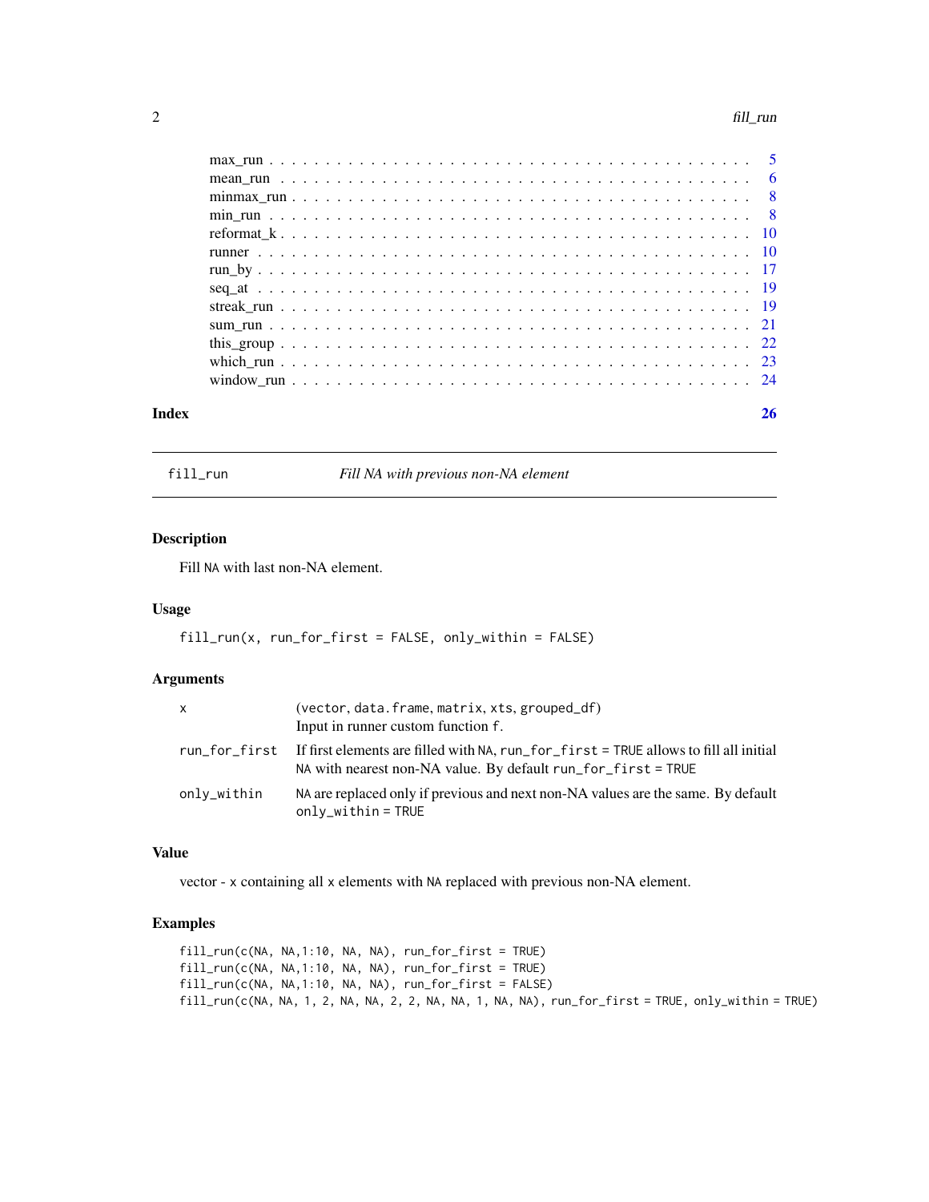max_run . . . . . . . . . . . . . . . . . . . . . . . . . . . . . . . . . . . . . . 5
mean_run . . . . . . . . . . . . . . . . . . . . . . . . . . . . . . . . . . . . . . 6
minmax_run . . . . . . . . . . . . . . . . . . . . . . . . . . . . . . . . . . . . . 8
min_run . . . . . . . . . . . . . . . . . . . . . . . . . . . . . . . . . . . . . . 8
reformat_k . . . . . . . . . . . . . . . . . . . . . . . . . . . . . . . . . . . . . 10
runner . . . . . . . . . . . . . . . . . . . . . . . . . . . . . . . . . . . . . . 10
run_by . . . . . . . . . . . . . . . . . . . . . . . . . . . . . . . . . . . . . . 17
seq_at . . . . . . . . . . . . . . . . . . . . . . . . . . . . . . . . . . . . . . 19
streak_run . . . . . . . . . . . . . . . . . . . . . . . . . . . . . . . . . . . . . 19
sum_run . . . . . . . . . . . . . . . . . . . . . . . . . . . . . . . . . . . . . . 21
this_group . . . . . . . . . . . . . . . . . . . . . . . . . . . . . . . . . . . . . 22
which_run . . . . . . . . . . . . . . . . . . . . . . . . . . . . . . . . . . . . . 23
window_run . . . . . . . . . . . . . . . . . . . . . . . . . . . . . . . . . . . . . 24

**Index** **26**

---

## fill_run — *Fill NA with previous non-NA element*

### Description

Fill NA with last non-NA element.

### Usage

```
fill_run(x, run_for_first = FALSE, only_within = FALSE)
```

### Arguments

| | |
|---|---|
| x | (vector, data.frame, matrix, xts, grouped_df) Input in runner custom function f. |
| run_for_first | If first elements are filled with NA, run_for_first = TRUE allows to fill all initial NA with nearest non-NA value. By default run_for_first = TRUE |
| only_within | NA are replaced only if previous and next non-NA values are the same. By default only_within = TRUE |

### Value

vector - x containing all x elements with NA replaced with previous non-NA element.

### Examples

```
fill_run(c(NA, NA,1:10, NA, NA), run_for_first = TRUE)
fill_run(c(NA, NA,1:10, NA, NA), run_for_first = TRUE)
fill_run(c(NA, NA,1:10, NA, NA), run_for_first = FALSE)
fill_run(c(NA, NA, 1, 2, NA, NA, 2, 2, NA, NA, 1, NA, NA), run_for_first = TRUE, only_within = TRUE)
```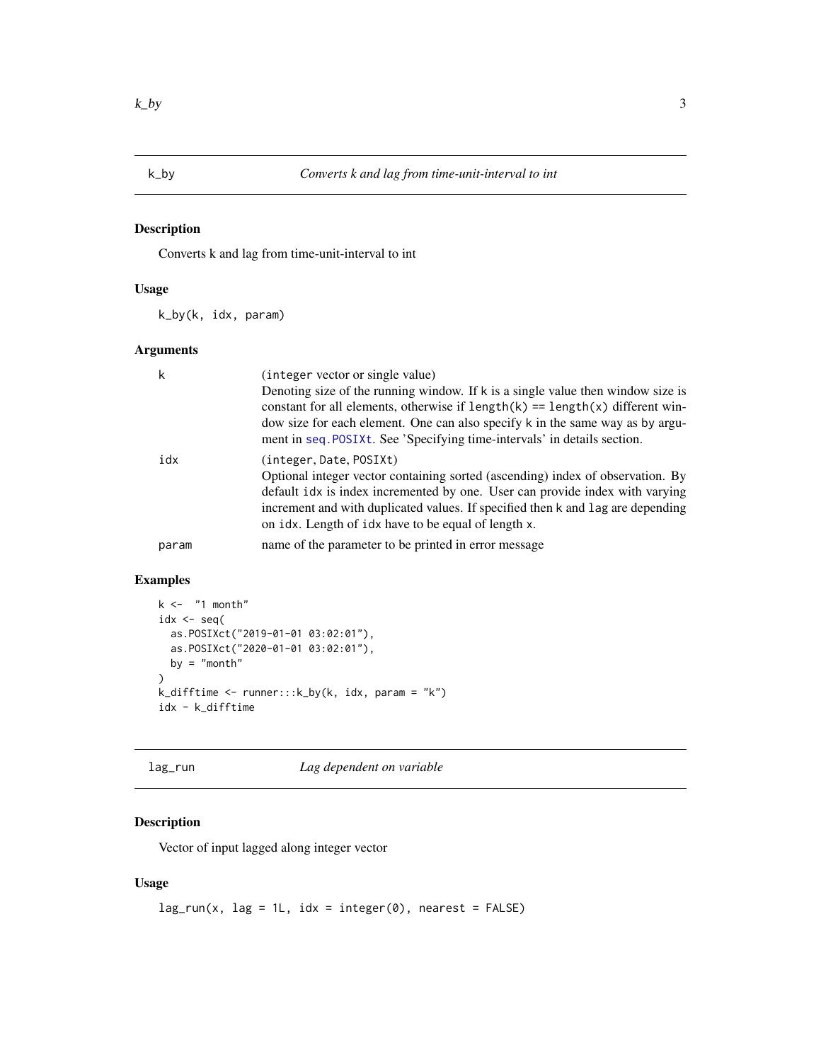## k_by — *Converts k and lag from time-unit-interval to int*

### Description

Converts k and lag from time-unit-interval to int

### Usage

```
k_by(k, idx, param)
```

### Arguments

| | |
|---|---|
| k | (integer vector or single value) Denoting size of the running window. If k is a single value then window size is constant for all elements, otherwise if length(k) == length(x) different window size for each element. One can also specify k in the same way as by argument in seq.POSIXt. See 'Specifying time-intervals' in details section. |
| idx | (integer, Date, POSIXt) Optional integer vector containing sorted (ascending) index of observation. By default idx is index incremented by one. User can provide index with varying increment and with duplicated values. If specified then k and lag are depending on idx. Length of idx have to be equal of length x. |
| param | name of the parameter to be printed in error message |

### Examples

```
k <-  "1 month"
idx <- seq(
  as.POSIXct("2019-01-01 03:02:01"),
  as.POSIXct("2020-01-01 03:02:01"),
  by = "month"
)
k_difftime <- runner:::k_by(k, idx, param = "k")
idx - k_difftime
```

## lag_run — *Lag dependent on variable*

### Description

Vector of input lagged along integer vector

### Usage

```
lag_run(x, lag = 1L, idx = integer(0), nearest = FALSE)
```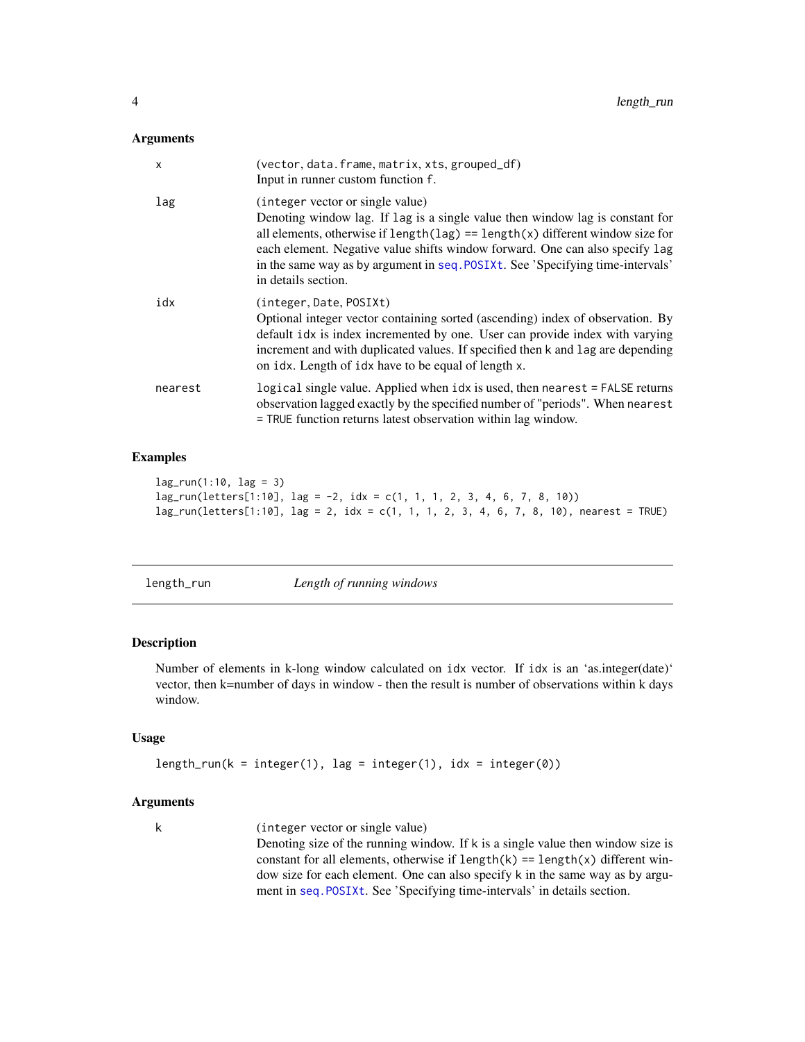### Arguments

| | |
|---|---|
| `x` | (`vector`, `data.frame`, `matrix`, `xts`, `grouped_df`)<br>Input in runner custom function `f`. |
| `lag` | (`integer` vector or single value)<br>Denoting window lag. If `lag` is a single value then window lag is constant for all elements, otherwise if `length(lag) == length(x)` different window size for each element. Negative value shifts window forward. One can also specify `lag` in the same way as by argument in `seq.POSIXt`. See 'Specifying time-intervals' in details section. |
| `idx` | (`integer`, `Date`, `POSIXt`)<br>Optional integer vector containing sorted (ascending) index of observation. By default `idx` is index incremented by one. User can provide index with varying increment and with duplicated values. If specified then `k` and `lag` are depending on `idx`. Length of `idx` have to be equal of length `x`. |
| `nearest` | `logical` single value. Applied when `idx` is used, then `nearest = FALSE` returns observation lagged exactly by the specified number of "periods". When `nearest = TRUE` function returns latest observation within lag window. |

### Examples

```
lag_run(1:10, lag = 3)
lag_run(letters[1:10], lag = -2, idx = c(1, 1, 1, 2, 3, 4, 6, 7, 8, 10))
lag_run(letters[1:10], lag = 2, idx = c(1, 1, 1, 2, 3, 4, 6, 7, 8, 10), nearest = TRUE)
```

---

## length_run — *Length of running windows*

---

### Description

Number of elements in k-long window calculated on `idx` vector. If `idx` is an 'as.integer(date)' vector, then k=number of days in window - then the result is number of observations within k days window.

### Usage

```
length_run(k = integer(1), lag = integer(1), idx = integer(0))
```

### Arguments

| | |
|---|---|
| `k` | (`integer` vector or single value)<br>Denoting size of the running window. If `k` is a single value then window size is constant for all elements, otherwise if `length(k) == length(x)` different window size for each element. One can also specify `k` in the same way as by argument in `seq.POSIXt`. See 'Specifying time-intervals' in details section. |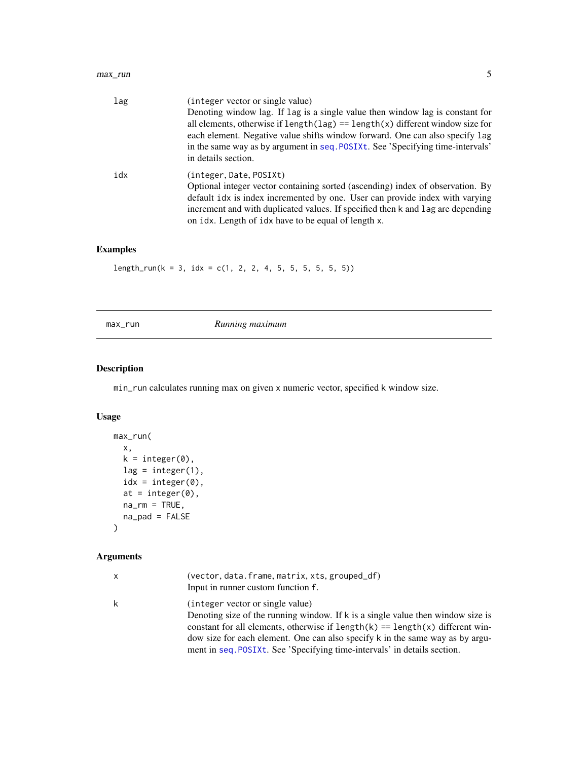lag
: (integer vector or single value)
Denoting window lag. If lag is a single value then window lag is constant for all elements, otherwise if length(lag) == length(x) different window size for each element. Negative value shifts window forward. One can also specify lag in the same way as by argument in seq.POSIXt. See 'Specifying time-intervals' in details section.

idx
: (integer, Date, POSIXt)
Optional integer vector containing sorted (ascending) index of observation. By default idx is index incremented by one. User can provide index with varying increment and with duplicated values. If specified then k and lag are depending on idx. Length of idx have to be equal of length x.

### Examples

```
length_run(k = 3, idx = c(1, 2, 2, 4, 5, 5, 5, 5, 5, 5))
```

---

## max_run *Running maximum*

### Description

min_run calculates running max on given x numeric vector, specified k window size.

### Usage

```
max_run(
  x,
  k = integer(0),
  lag = integer(1),
  idx = integer(0),
  at = integer(0),
  na_rm = TRUE,
  na_pad = FALSE
)
```

### Arguments

x
: (vector, data.frame, matrix, xts, grouped_df)
Input in runner custom function f.

k
: (integer vector or single value)
Denoting size of the running window. If k is a single value then window size is constant for all elements, otherwise if length(k) == length(x) different window size for each element. One can also specify k in the same way as by argument in seq.POSIXt. See 'Specifying time-intervals' in details section.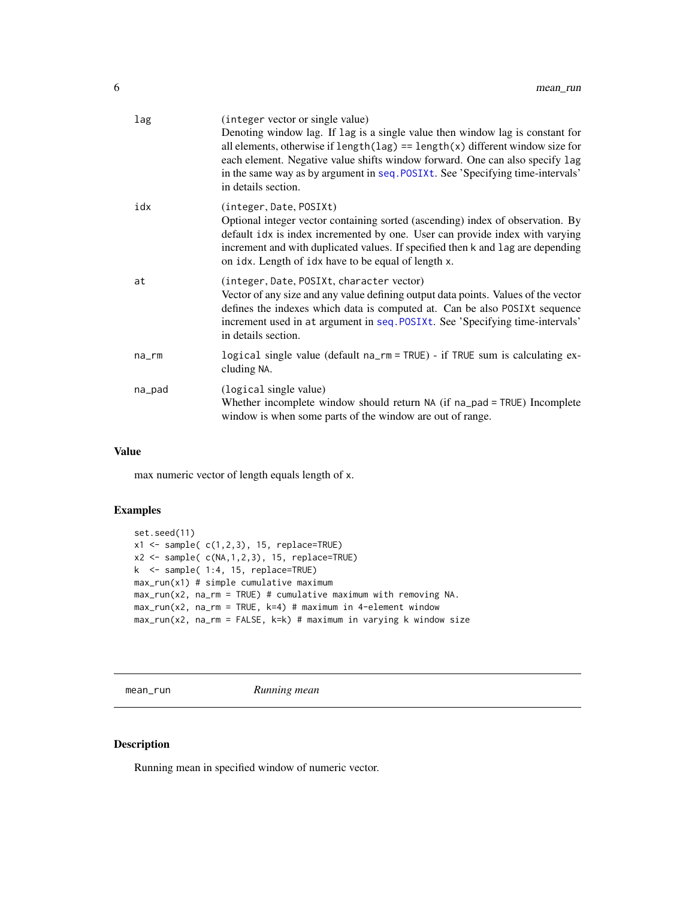| | |
|---|---|
| lag | (integer vector or single value)<br>Denoting window lag. If lag is a single value then window lag is constant for all elements, otherwise if length(lag) == length(x) different window size for each element. Negative value shifts window forward. One can also specify lag in the same way as by argument in seq.POSIXt. See 'Specifying time-intervals' in details section. |
| idx | (integer, Date, POSIXt)<br>Optional integer vector containing sorted (ascending) index of observation. By default idx is index incremented by one. User can provide index with varying increment and with duplicated values. If specified then k and lag are depending on idx. Length of idx have to be equal of length x. |
| at | (integer, Date, POSIXt, character vector)<br>Vector of any size and any value defining output data points. Values of the vector defines the indexes which data is computed at. Can be also POSIXt sequence increment used in at argument in seq.POSIXt. See 'Specifying time-intervals' in details section. |
| na_rm | logical single value (default na_rm = TRUE) - if TRUE sum is calculating excluding NA. |
| na_pad | (logical single value)<br>Whether incomplete window should return NA (if na_pad = TRUE) Incomplete window is when some parts of the window are out of range. |

### Value

max numeric vector of length equals length of x.

### Examples

```
set.seed(11)
x1 <- sample( c(1,2,3), 15, replace=TRUE)
x2 <- sample( c(NA,1,2,3), 15, replace=TRUE)
k  <- sample( 1:4, 15, replace=TRUE)
max_run(x1) # simple cumulative maximum
max_run(x2, na_rm = TRUE) # cumulative maximum with removing NA.
max_run(x2, na_rm = TRUE, k=4) # maximum in 4-element window
max_run(x2, na_rm = FALSE, k=k) # maximum in varying k window size
```

---

## mean_run *Running mean*

### Description

Running mean in specified window of numeric vector.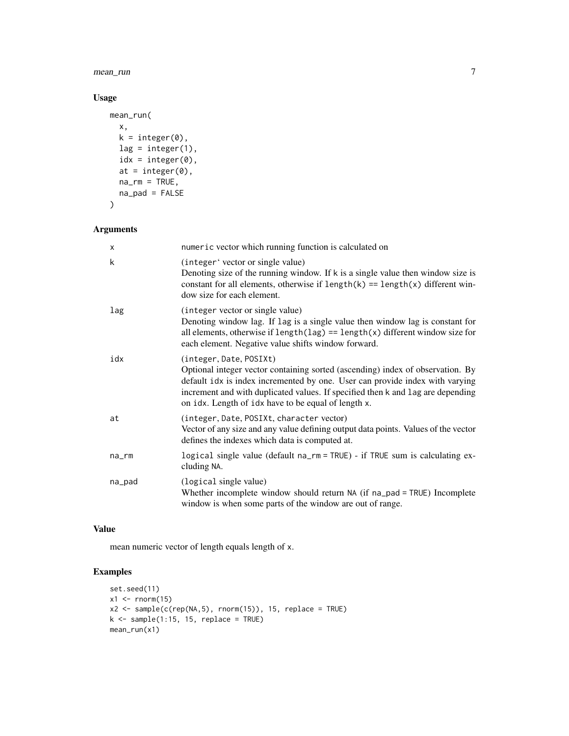## Usage

```
mean_run(
  x,
  k = integer(0),
  lag = integer(1),
  idx = integer(0),
  at = integer(0),
  na_rm = TRUE,
  na_pad = FALSE
)
```

## Arguments

| | |
|---|---|
| x | numeric vector which running function is calculated on |
| k | (integer` vector or single value)<br>Denoting size of the running window. If k is a single value then window size is constant for all elements, otherwise if length(k) == length(x) different window size for each element. |
| lag | (integer vector or single value)<br>Denoting window lag. If lag is a single value then window lag is constant for all elements, otherwise if length(lag) == length(x) different window size for each element. Negative value shifts window forward. |
| idx | (integer, Date, POSIXt)<br>Optional integer vector containing sorted (ascending) index of observation. By default idx is index incremented by one. User can provide index with varying increment and with duplicated values. If specified then k and lag are depending on idx. Length of idx have to be equal of length x. |
| at | (integer, Date, POSIXt, character vector)<br>Vector of any size and any value defining output data points. Values of the vector defines the indexes which data is computed at. |
| na_rm | logical single value (default na_rm = TRUE) - if TRUE sum is calculating excluding NA. |
| na_pad | (logical single value)<br>Whether incomplete window should return NA (if na_pad = TRUE) Incomplete window is when some parts of the window are out of range. |

## Value

mean numeric vector of length equals length of x.

## Examples

```
set.seed(11)
x1 <- rnorm(15)
x2 <- sample(c(rep(NA,5), rnorm(15)), 15, replace = TRUE)
k <- sample(1:15, 15, replace = TRUE)
mean_run(x1)
```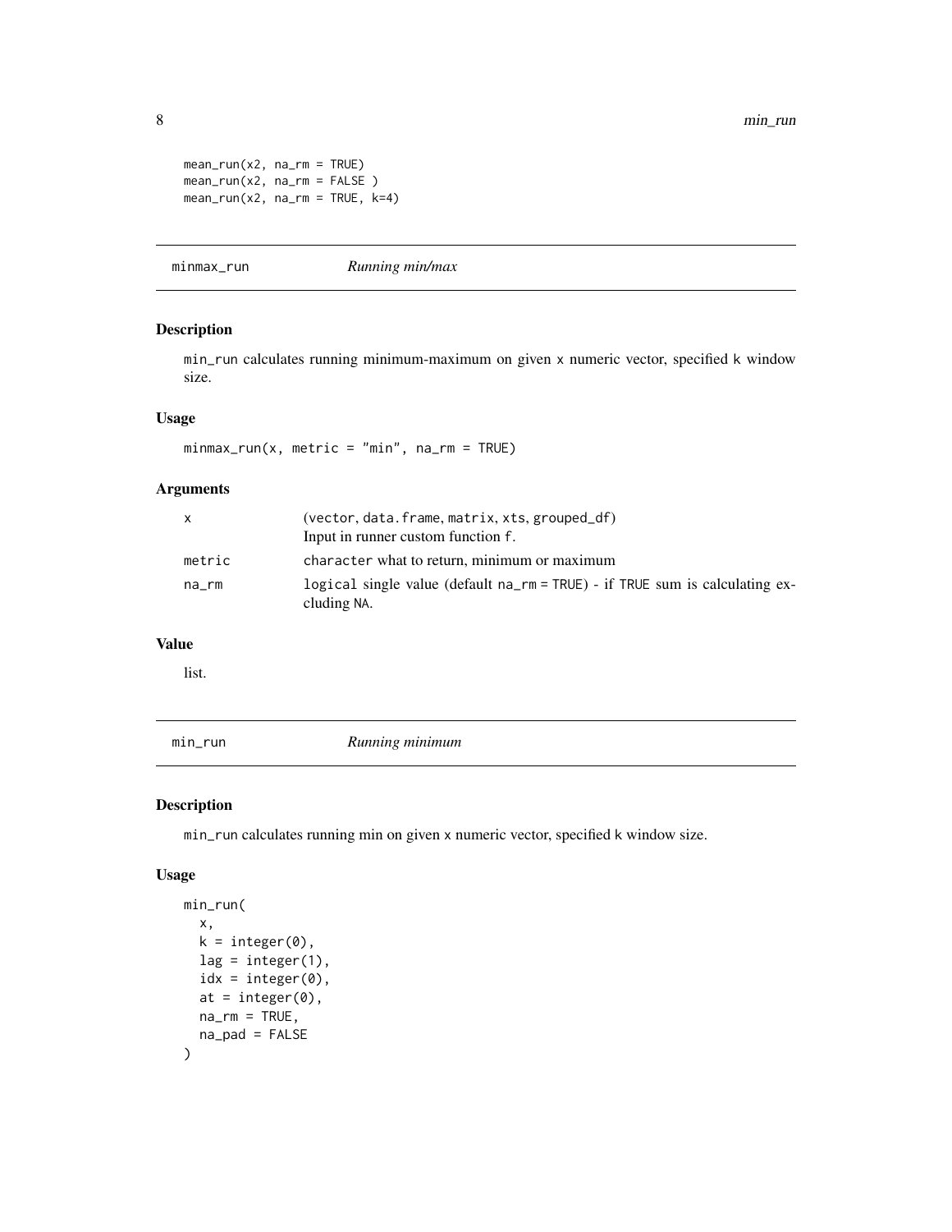```
mean_run(x2, na_rm = TRUE)
mean_run(x2, na_rm = FALSE )
mean_run(x2, na_rm = TRUE, k=4)
```

## minmax_run — *Running min/max*

### Description

`min_run` calculates running minimum-maximum on given `x` numeric vector, specified `k` window size.

### Usage

```
minmax_run(x, metric = "min", na_rm = TRUE)
```

### Arguments

| | |
|---|---|
| `x` | (`vector`, `data.frame`, `matrix`, `xts`, `grouped_df`) Input in runner custom function `f`. |
| `metric` | `character` what to return, minimum or maximum |
| `na_rm` | `logical` single value (default `na_rm = TRUE`) - if `TRUE` sum is calculating excluding `NA`. |

### Value

list.

## min_run — *Running minimum*

### Description

`min_run` calculates running min on given `x` numeric vector, specified `k` window size.

### Usage

```
min_run(
  x,
  k = integer(0),
  lag = integer(1),
  idx = integer(0),
  at = integer(0),
  na_rm = TRUE,
  na_pad = FALSE
)
```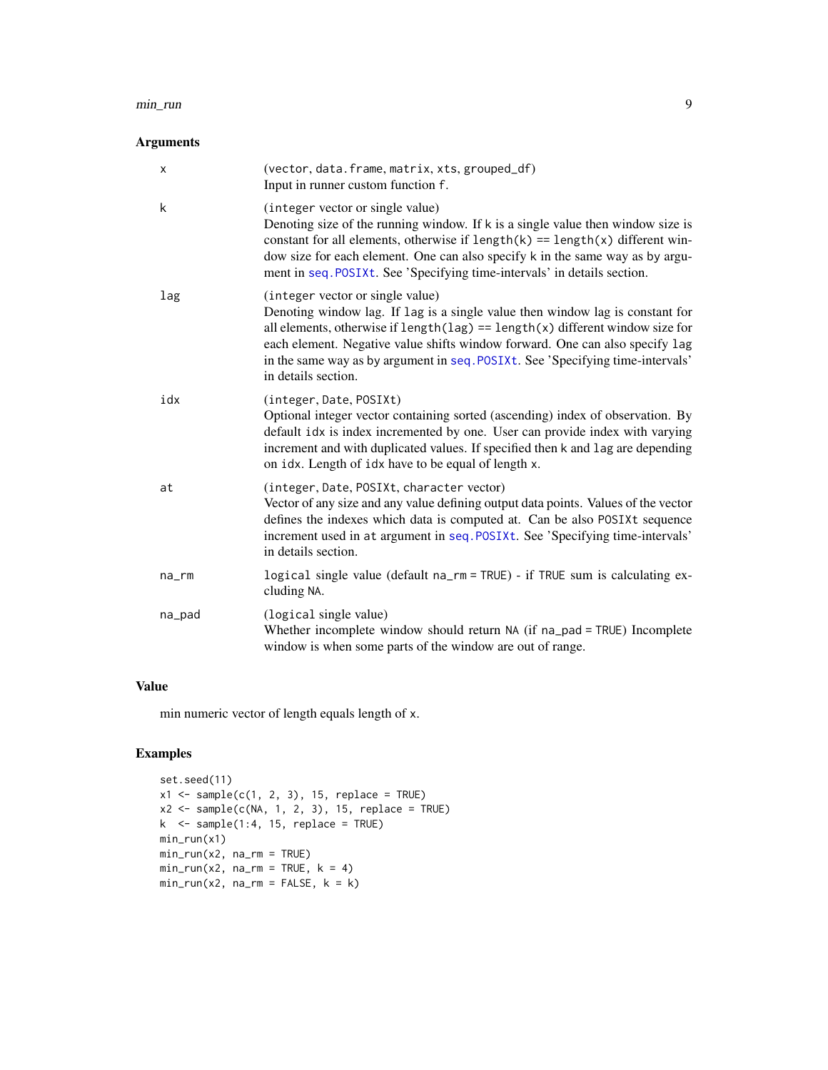### Arguments

| | |
|---|---|
| x | (vector, data.frame, matrix, xts, grouped_df)<br>Input in runner custom function f. |
| k | (integer vector or single value)<br>Denoting size of the running window. If k is a single value then window size is constant for all elements, otherwise if length(k) == length(x) different window size for each element. One can also specify k in the same way as by argument in seq.POSIXt. See 'Specifying time-intervals' in details section. |
| lag | (integer vector or single value)<br>Denoting window lag. If lag is a single value then window lag is constant for all elements, otherwise if length(lag) == length(x) different window size for each element. Negative value shifts window forward. One can also specify lag in the same way as by argument in seq.POSIXt. See 'Specifying time-intervals' in details section. |
| idx | (integer, Date, POSIXt)<br>Optional integer vector containing sorted (ascending) index of observation. By default idx is index incremented by one. User can provide index with varying increment and with duplicated values. If specified then k and lag are depending on idx. Length of idx have to be equal of length x. |
| at | (integer, Date, POSIXt, character vector)<br>Vector of any size and any value defining output data points. Values of the vector defines the indexes which data is computed at. Can be also POSIXt sequence increment used in at argument in seq.POSIXt. See 'Specifying time-intervals' in details section. |
| na_rm | logical single value (default na_rm = TRUE) - if TRUE sum is calculating excluding NA. |
| na_pad | (logical single value)<br>Whether incomplete window should return NA (if na_pad = TRUE) Incomplete window is when some parts of the window are out of range. |

### Value

min numeric vector of length equals length of x.

### Examples

```
set.seed(11)
x1 <- sample(c(1, 2, 3), 15, replace = TRUE)
x2 <- sample(c(NA, 1, 2, 3), 15, replace = TRUE)
k  <- sample(1:4, 15, replace = TRUE)
min_run(x1)
min_run(x2, na_rm = TRUE)
min_run(x2, na_rm = TRUE, k = 4)
min_run(x2, na_rm = FALSE, k = k)
```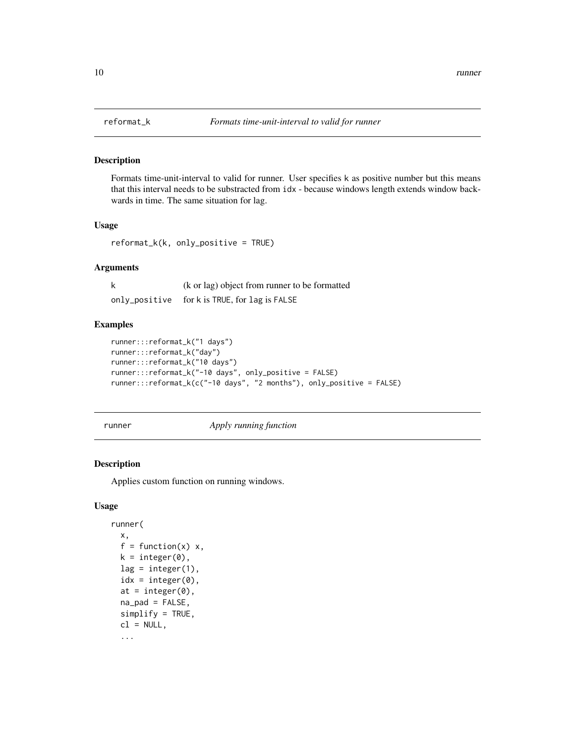## reformat_k — *Formats time-unit-interval to valid for runner*

### Description

Formats time-unit-interval to valid for runner. User specifies `k` as positive number but this means that this interval needs to be substracted from `idx` - because windows length extends window backwards in time. The same situation for lag.

### Usage

```
reformat_k(k, only_positive = TRUE)
```

### Arguments

| | |
|---|---|
| `k` | (k or lag) object from runner to be formatted |
| `only_positive` | for `k` is `TRUE`, for `lag` is `FALSE` |

### Examples

```
runner:::reformat_k("1 days")
runner:::reformat_k("day")
runner:::reformat_k("10 days")
runner:::reformat_k("-10 days", only_positive = FALSE)
runner:::reformat_k(c("-10 days", "2 months"), only_positive = FALSE)
```

## runner — *Apply running function*

### Description

Applies custom function on running windows.

### Usage

```
runner(
  x,
  f = function(x) x,
  k = integer(0),
  lag = integer(1),
  idx = integer(0),
  at = integer(0),
  na_pad = FALSE,
  simplify = TRUE,
  cl = NULL,
  ...
```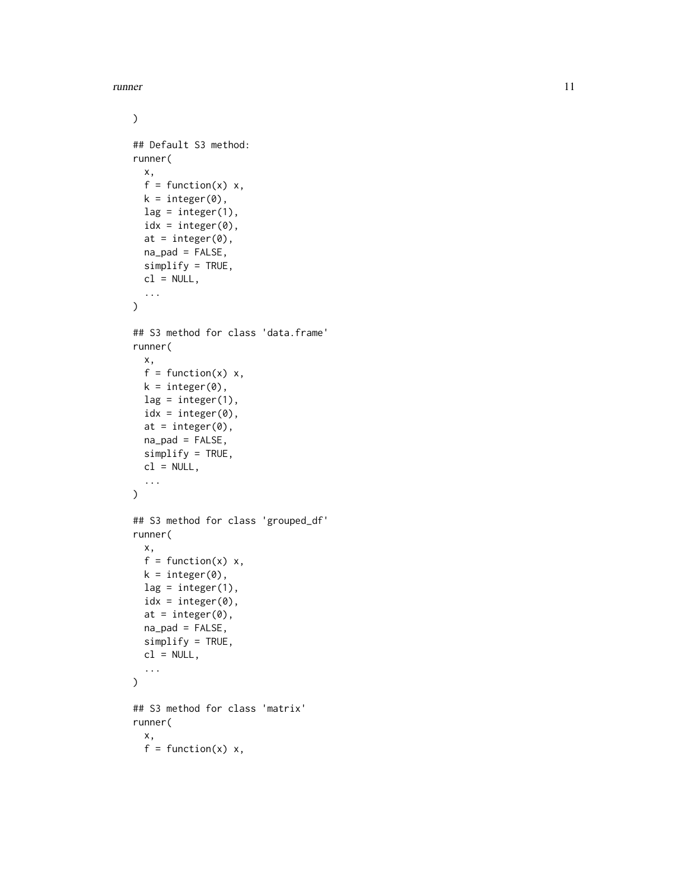```
)

## Default S3 method:
runner(
  x,
  f = function(x) x,
  k = integer(0),
  lag = integer(1),
  idx = integer(0),
  at = integer(0),
  na_pad = FALSE,
  simplify = TRUE,
  cl = NULL,
  ...
)

## S3 method for class 'data.frame'
runner(
  x,
  f = function(x) x,
  k = integer(0),
  lag = integer(1),
  idx = integer(0),
  at = integer(0),
  na_pad = FALSE,
  simplify = TRUE,
  cl = NULL,
  ...
)

## S3 method for class 'grouped_df'
runner(
  x,
  f = function(x) x,
  k = integer(0),
  lag = integer(1),
  idx = integer(0),
  at = integer(0),
  na_pad = FALSE,
  simplify = TRUE,
  cl = NULL,
  ...
)

## S3 method for class 'matrix'
runner(
  x,
  f = function(x) x,
```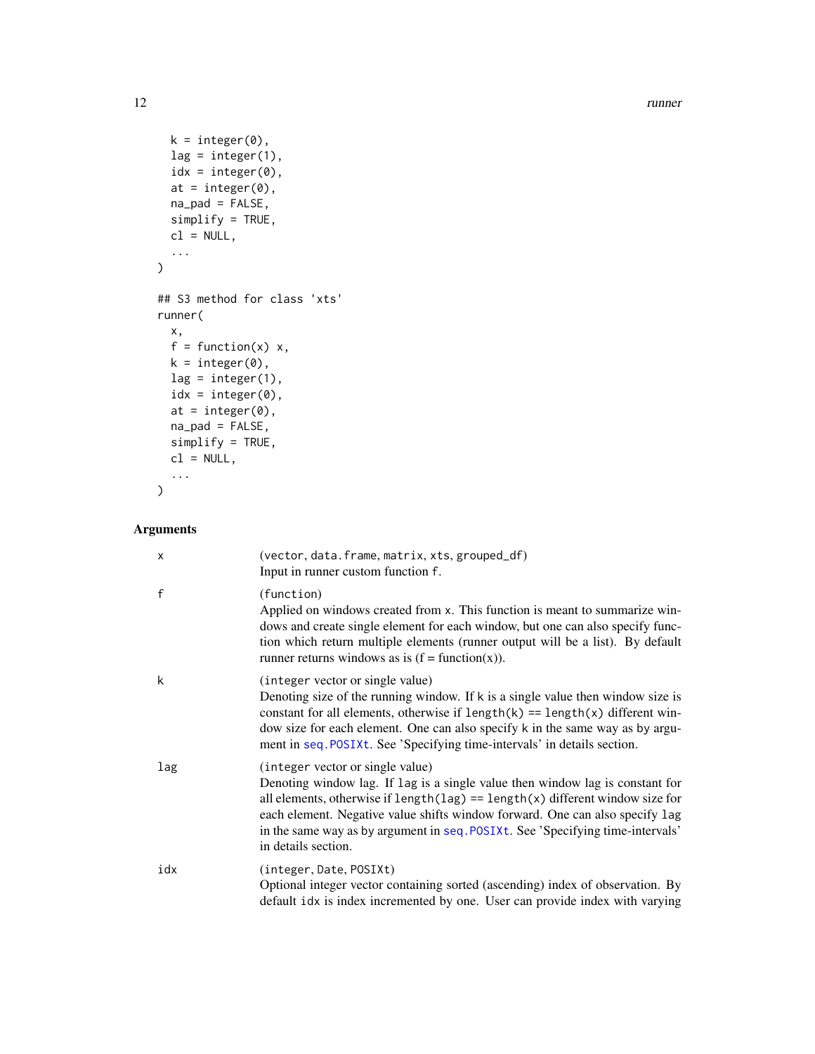```
  k = integer(0),
  lag = integer(1),
  idx = integer(0),
  at = integer(0),
  na_pad = FALSE,
  simplify = TRUE,
  cl = NULL,
  ...
)

## S3 method for class 'xts'
runner(
  x,
  f = function(x) x,
  k = integer(0),
  lag = integer(1),
  idx = integer(0),
  at = integer(0),
  na_pad = FALSE,
  simplify = TRUE,
  cl = NULL,
  ...
)
```

## Arguments

| | |
|---|---|
| `x` | (`vector`, `data.frame`, `matrix`, `xts`, `grouped_df`) Input in runner custom function `f`. |
| `f` | (`function`) Applied on windows created from `x`. This function is meant to summarize windows and create single element for each window, but one can also specify function which return multiple elements (runner output will be a list). By default runner returns windows as is (f = function(x)). |
| `k` | (`integer` vector or single value) Denoting size of the running window. If `k` is a single value then window size is constant for all elements, otherwise if `length(k) == length(x)` different window size for each element. One can also specify `k` in the same way as by argument in `seq.POSIXt`. See 'Specifying time-intervals' in details section. |
| `lag` | (`integer` vector or single value) Denoting window lag. If `lag` is a single value then window lag is constant for all elements, otherwise if `length(lag) == length(x)` different window size for each element. Negative value shifts window forward. One can also specify `lag` in the same way as by argument in `seq.POSIXt`. See 'Specifying time-intervals' in details section. |
| `idx` | (`integer`, `Date`, `POSIXt`) Optional integer vector containing sorted (ascending) index of observation. By default `idx` is index incremented by one. User can provide index with varying |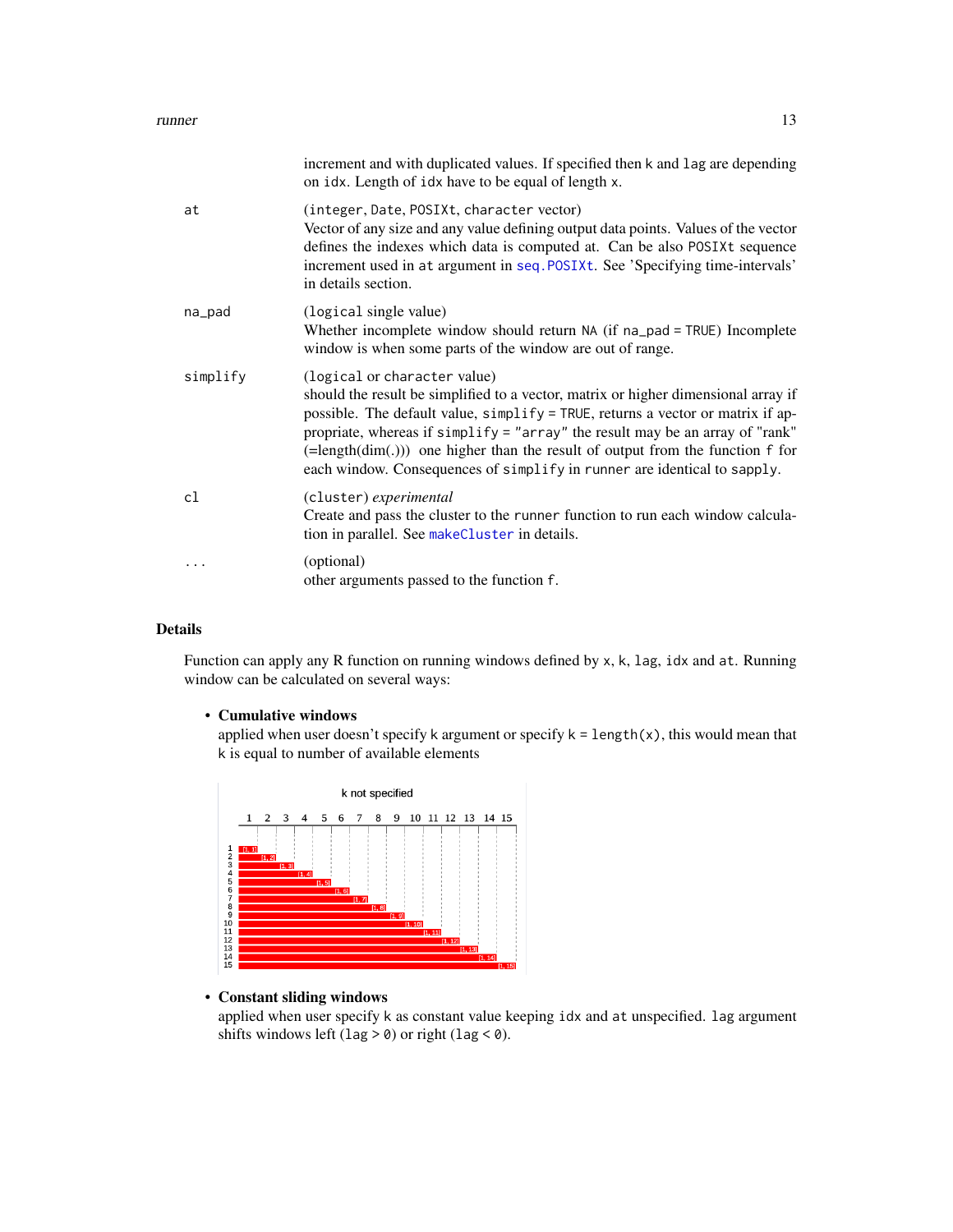increment and with duplicated values. If specified then `k` and `lag` are depending on `idx`. Length of `idx` have to be equal of length `x`.

`at`
: (`integer`, `Date`, `POSIXt`, `character` vector)
Vector of any size and any value defining output data points. Values of the vector defines the indexes which data is computed at. Can be also `POSIXt` sequence increment used in `at` argument in `seq.POSIXt`. See 'Specifying time-intervals' in details section.

`na_pad`
: (`logical` single value)
Whether incomplete window should return `NA` (if `na_pad = TRUE`) Incomplete window is when some parts of the window are out of range.

`simplify`
: (`logical` or `character` value)
should the result be simplified to a vector, matrix or higher dimensional array if possible. The default value, `simplify = TRUE`, returns a vector or matrix if appropriate, whereas if `simplify = "array"` the result may be an array of "rank" (=length(dim(.))) one higher than the result of output from the function `f` for each window. Consequences of `simplify` in `runner` are identical to `sapply`.

`cl`
: (`cluster`) *experimental*
Create and pass the cluster to the `runner` function to run each window calculation in parallel. See `makeCluster` in details.

`...`
: (optional)
other arguments passed to the function `f`.

## Details

Function can apply any R function on running windows defined by `x`, `k`, `lag`, `idx` and `at`. Running window can be calculated on several ways:

- **Cumulative windows**
  applied when user doesn't specify `k` argument or specify `k = length(x)`, this would mean that `k` is equal to number of available elements

- **Constant sliding windows**
  applied when user specify `k` as constant value keeping `idx` and `at` unspecified. `lag` argument shifts windows left (`lag > 0`) or right (`lag < 0`).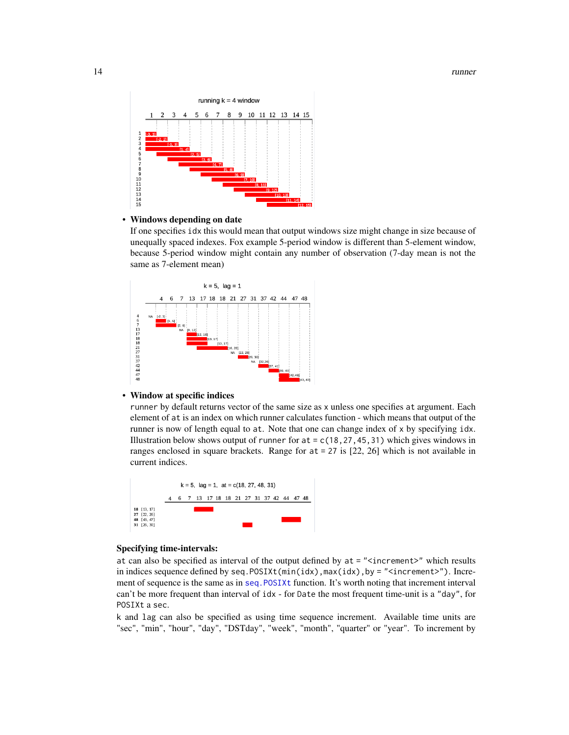- **Windows depending on date**
  If one specifies `idx` this would mean that output windows size might change in size because of unequally spaced indexes. Fox example 5-period window is different than 5-element window, because 5-period window might contain any number of observation (7-day mean is not the same as 7-element mean)

- **Window at specific indices**
  `runner` by default returns vector of the same size as `x` unless one specifies `at` argument. Each element of `at` is an index on which runner calculates function - which means that output of the runner is now of length equal to `at`. Note that one can change index of `x` by specifying `idx`. Illustration below shows output of `runner` for `at = c(18,27,45,31)` which gives windows in ranges enclosed in square brackets. Range for `at = 27` is [22, 26] which is not available in current indices.

**Specifying time-intervals:**

`at` can also be specified as interval of the output defined by `at = "<increment>"` which results in indices sequence defined by `seq.POSIXt(min(idx),max(idx),by = "<increment>")`. Increment of sequence is the same as in `seq.POSIXt` function. It's worth noting that increment interval can't be more frequent than interval of `idx` - for `Date` the most frequent time-unit is a `"day"`, for `POSIXt` a `sec`.

`k` and `lag` can also be specified as using time sequence increment. Available time units are "sec", "min", "hour", "day", "DSTday", "week", "month", "quarter" or "year". To increment by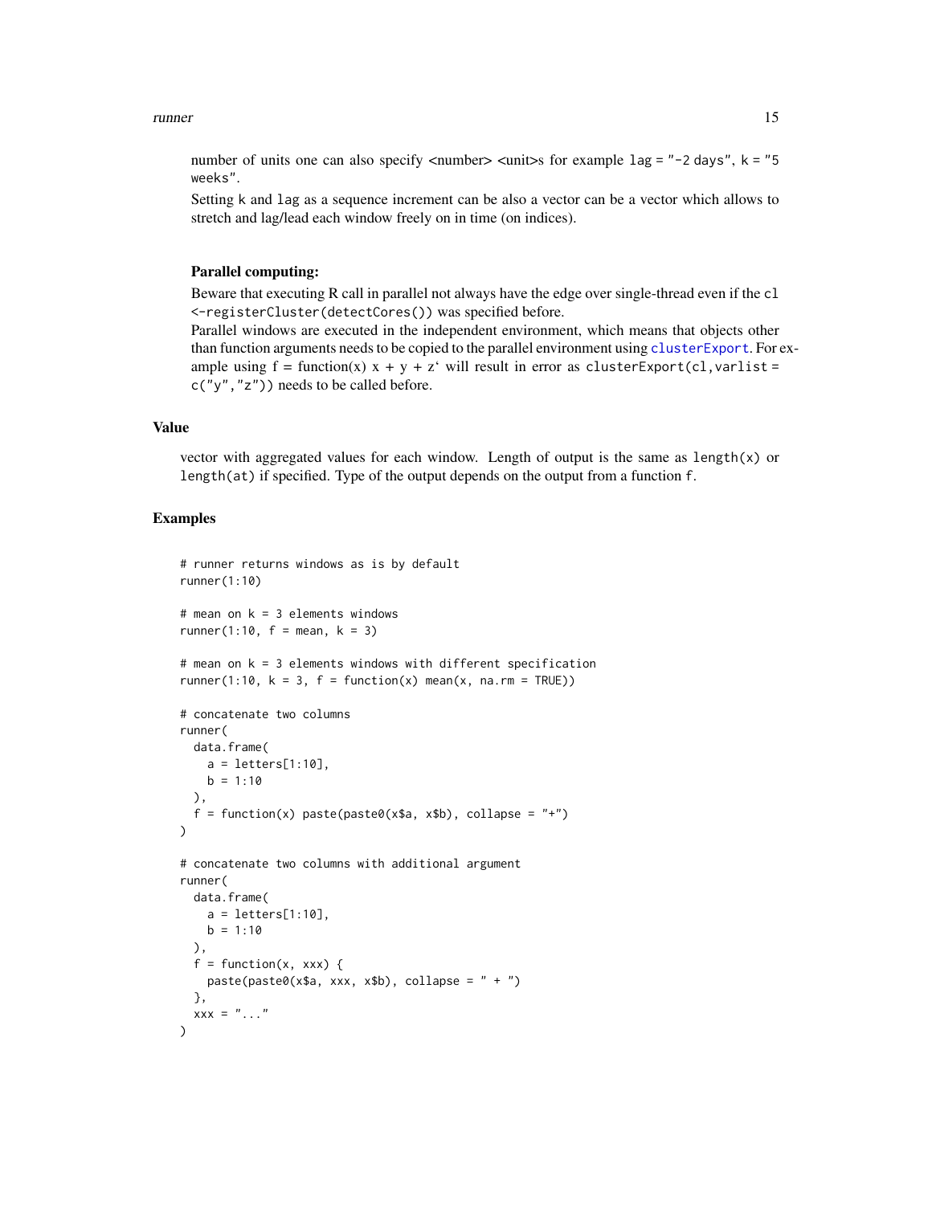number of units one can also specify <number> <unit>s for example `lag = "-2 days"`, `k = "5 weeks"`.

Setting `k` and `lag` as a sequence increment can be also a vector can be a vector which allows to stretch and lag/lead each window freely on in time (on indices).

**Parallel computing:**

Beware that executing R call in parallel not always have the edge over single-thread even if the `cl <-registerCluster(detectCores())` was specified before.

Parallel windows are executed in the independent environment, which means that objects other than function arguments needs to be copied to the parallel environment using `clusterExport`. For example using f = function(x) x + y + z' will result in error as `clusterExport(cl,varlist = c("y","z"))` needs to be called before.

## Value

vector with aggregated values for each window. Length of output is the same as `length(x)` or `length(at)` if specified. Type of the output depends on the output from a function `f`.

## Examples

```
# runner returns windows as is by default
runner(1:10)

# mean on k = 3 elements windows
runner(1:10, f = mean, k = 3)

# mean on k = 3 elements windows with different specification
runner(1:10, k = 3, f = function(x) mean(x, na.rm = TRUE))

# concatenate two columns
runner(
  data.frame(
    a = letters[1:10],
    b = 1:10
  ),
  f = function(x) paste(paste0(x$a, x$b), collapse = "+")
)

# concatenate two columns with additional argument
runner(
  data.frame(
    a = letters[1:10],
    b = 1:10
  ),
  f = function(x, xxx) {
    paste(paste0(x$a, xxx, x$b), collapse = " + ")
  },
  xxx = "..."
)
```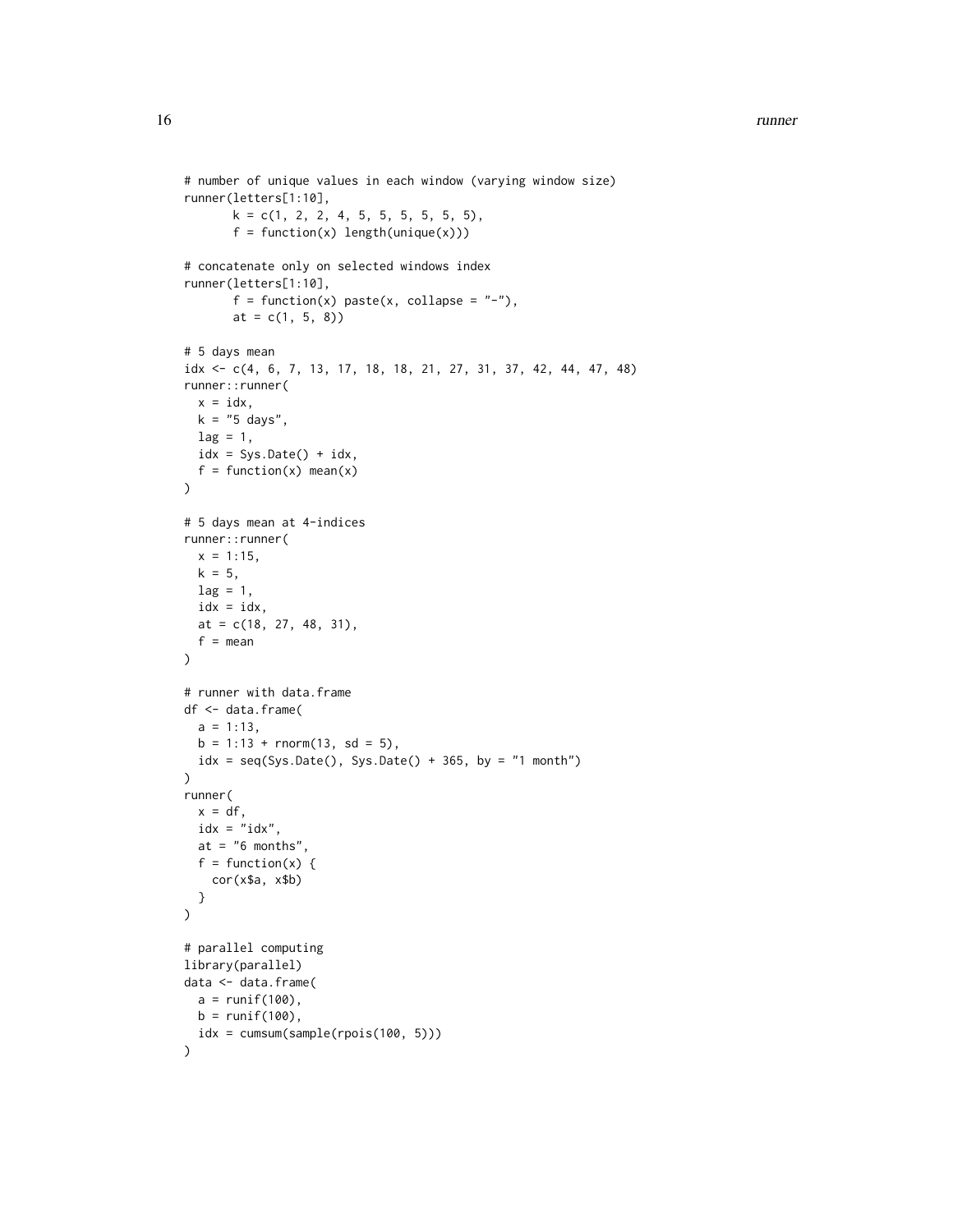```
# number of unique values in each window (varying window size)
runner(letters[1:10],
       k = c(1, 2, 2, 4, 5, 5, 5, 5, 5, 5),
       f = function(x) length(unique(x)))

# concatenate only on selected windows index
runner(letters[1:10],
       f = function(x) paste(x, collapse = "-"),
       at = c(1, 5, 8))

# 5 days mean
idx <- c(4, 6, 7, 13, 17, 18, 18, 21, 27, 31, 37, 42, 44, 47, 48)
runner::runner(
  x = idx,
  k = "5 days",
  lag = 1,
  idx = Sys.Date() + idx,
  f = function(x) mean(x)
)

# 5 days mean at 4-indices
runner::runner(
  x = 1:15,
  k = 5,
  lag = 1,
  idx = idx,
  at = c(18, 27, 48, 31),
  f = mean
)

# runner with data.frame
df <- data.frame(
  a = 1:13,
  b = 1:13 + rnorm(13, sd = 5),
  idx = seq(Sys.Date(), Sys.Date() + 365, by = "1 month")
)
runner(
  x = df,
  idx = "idx",
  at = "6 months",
  f = function(x) {
    cor(x$a, x$b)
  }
)

# parallel computing
library(parallel)
data <- data.frame(
  a = runif(100),
  b = runif(100),
  idx = cumsum(sample(rpois(100, 5)))
)
```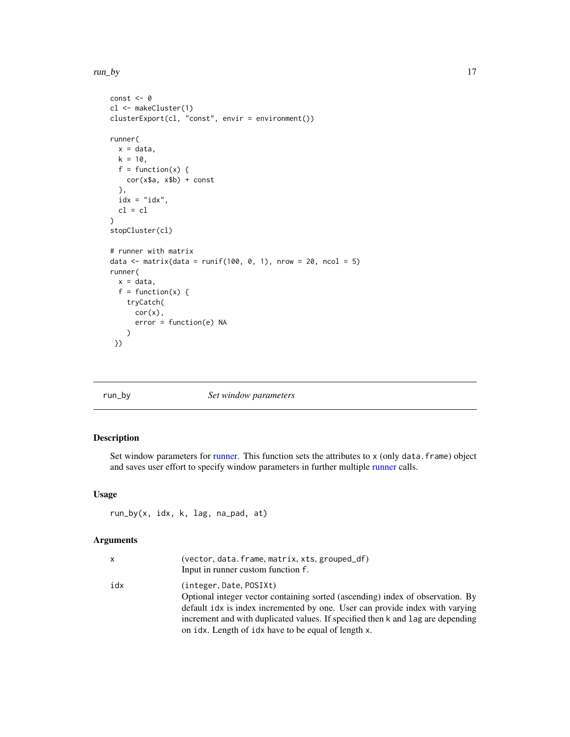```
const <- 0
cl <- makeCluster(1)
clusterExport(cl, "const", envir = environment())

runner(
  x = data,
  k = 10,
  f = function(x) {
    cor(x$a, x$b) + const
  },
  idx = "idx",
  cl = cl
)
stopCluster(cl)

# runner with matrix
data <- matrix(data = runif(100, 0, 1), nrow = 20, ncol = 5)
runner(
  x = data,
  f = function(x) {
    tryCatch(
      cor(x),
      error = function(e) NA
    )
 })
```

## run_by — *Set window parameters*

### Description

Set window parameters for runner. This function sets the attributes to `x` (only `data.frame`) object and saves user effort to specify window parameters in further multiple runner calls.

### Usage

```
run_by(x, idx, k, lag, na_pad, at)
```

### Arguments

| | |
|---|---|
| `x` | (`vector`, `data.frame`, `matrix`, `xts`, `grouped_df`) Input in runner custom function `f`. |
| `idx` | (`integer`, `Date`, `POSIXt`) Optional integer vector containing sorted (ascending) index of observation. By default `idx` is index incremented by one. User can provide index with varying increment and with duplicated values. If specified then `k` and `lag` are depending on `idx`. Length of `idx` have to be equal of length `x`. |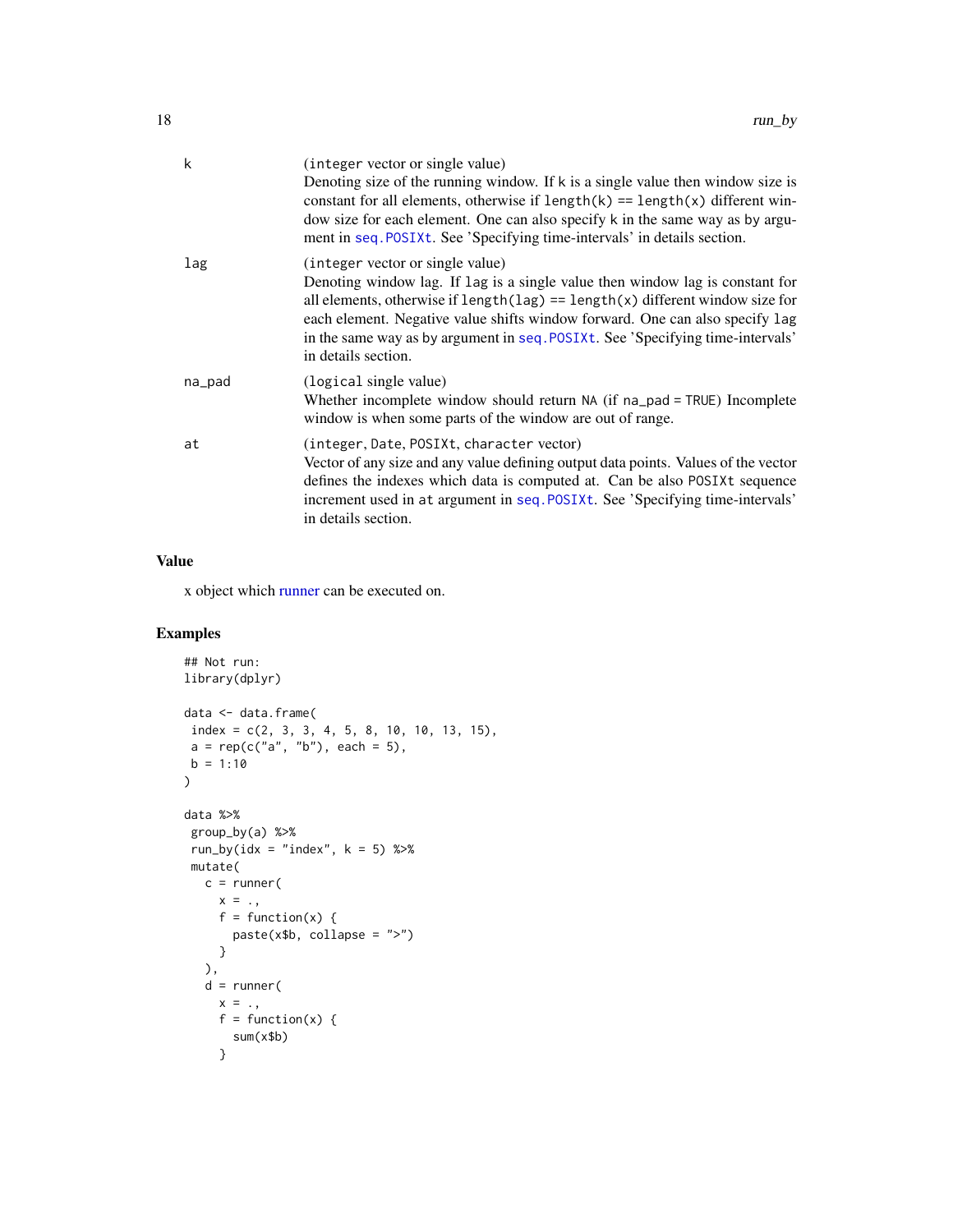| | |
|---|---|
| k | (integer vector or single value)<br>Denoting size of the running window. If k is a single value then window size is constant for all elements, otherwise if `length(k) == length(x)` different window size for each element. One can also specify k in the same way as by argument in `seq.POSIXt`. See 'Specifying time-intervals' in details section. |
| lag | (integer vector or single value)<br>Denoting window lag. If lag is a single value then window lag is constant for all elements, otherwise if `length(lag) == length(x)` different window size for each element. Negative value shifts window forward. One can also specify lag in the same way as by argument in `seq.POSIXt`. See 'Specifying time-intervals' in details section. |
| na_pad | (logical single value)<br>Whether incomplete window should return NA (if na_pad = TRUE) Incomplete window is when some parts of the window are out of range. |
| at | (integer, Date, POSIXt, character vector)<br>Vector of any size and any value defining output data points. Values of the vector defines the indexes which data is computed at. Can be also POSIXt sequence increment used in at argument in `seq.POSIXt`. See 'Specifying time-intervals' in details section. |

## Value

x object which runner can be executed on.

## Examples

```
## Not run:
library(dplyr)

data <- data.frame(
 index = c(2, 3, 3, 4, 5, 8, 10, 10, 13, 15),
 a = rep(c("a", "b"), each = 5),
 b = 1:10
)

data %>%
 group_by(a) %>%
 run_by(idx = "index", k = 5) %>%
 mutate(
   c = runner(
     x = .,
     f = function(x) {
       paste(x$b, collapse = ">")
     }
   ),
   d = runner(
     x = .,
     f = function(x) {
       sum(x$b)
     }
```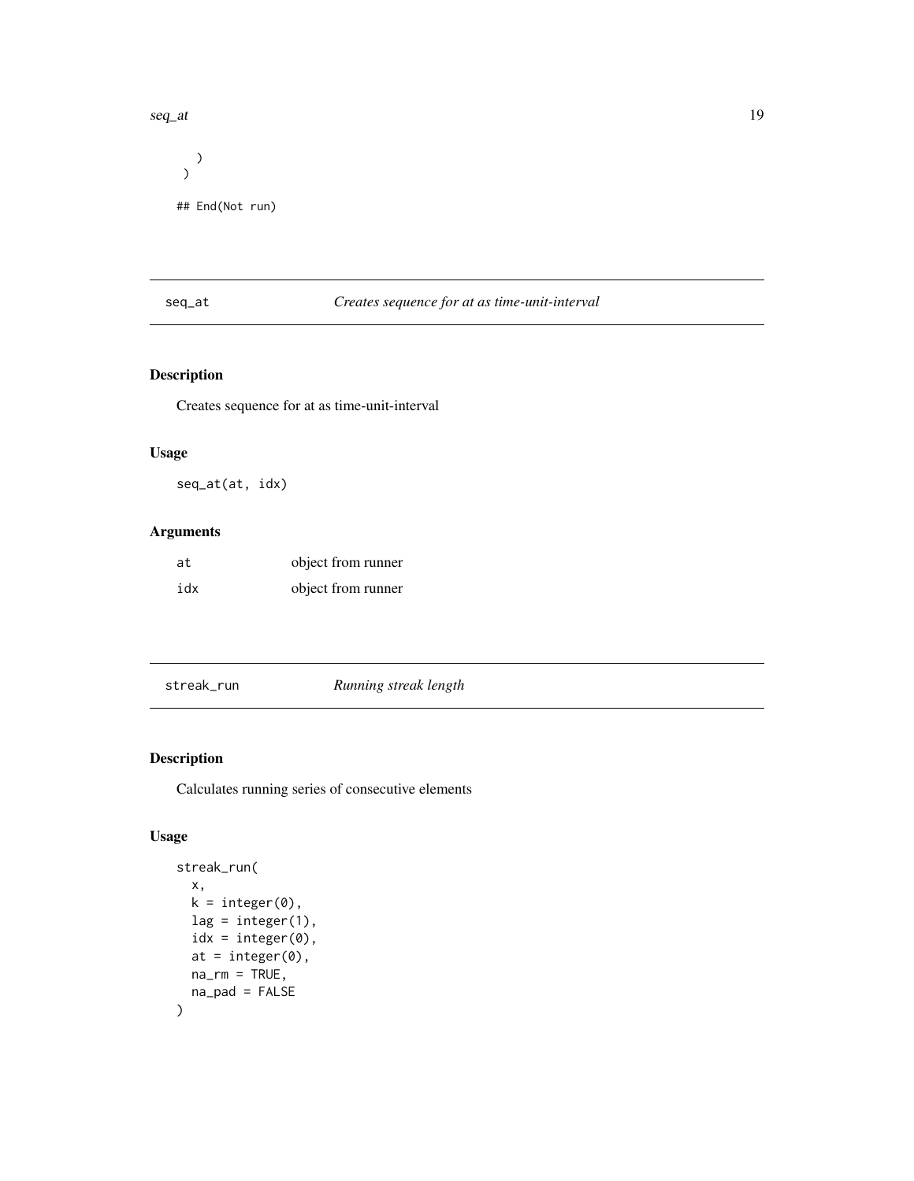```
    )
  )

## End(Not run)
```

## seq_at — *Creates sequence for at as time-unit-interval*

### Description

Creates sequence for at as time-unit-interval

### Usage

```
seq_at(at, idx)
```

### Arguments

| | |
|---|---|
| at | object from runner |
| idx | object from runner |

## streak_run — *Running streak length*

### Description

Calculates running series of consecutive elements

### Usage

```
streak_run(
  x,
  k = integer(0),
  lag = integer(1),
  idx = integer(0),
  at = integer(0),
  na_rm = TRUE,
  na_pad = FALSE
)
```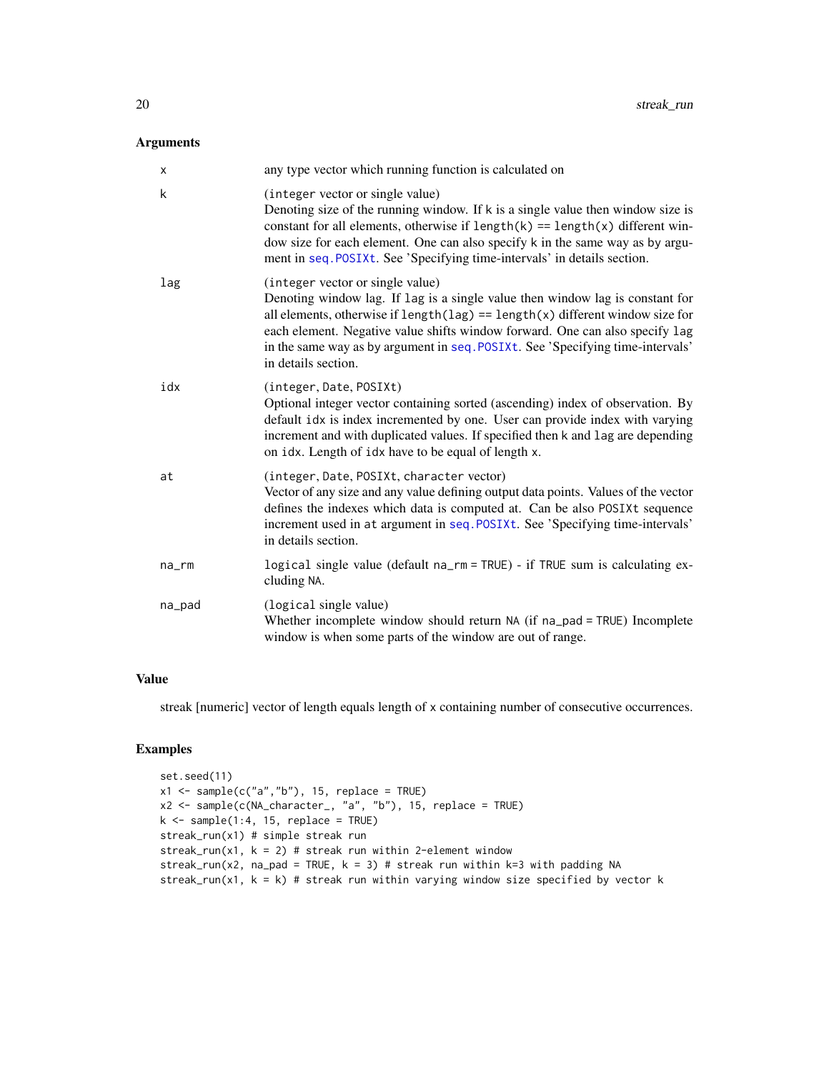## Arguments

| | |
|---|---|
| x | any type vector which running function is calculated on |
| k | (integer vector or single value)<br>Denoting size of the running window. If k is a single value then window size is constant for all elements, otherwise if length(k) == length(x) different window size for each element. One can also specify k in the same way as by argument in seq.POSIXt. See 'Specifying time-intervals' in details section. |
| lag | (integer vector or single value)<br>Denoting window lag. If lag is a single value then window lag is constant for all elements, otherwise if length(lag) == length(x) different window size for each element. Negative value shifts window forward. One can also specify lag in the same way as by argument in seq.POSIXt. See 'Specifying time-intervals' in details section. |
| idx | (integer, Date, POSIXt)<br>Optional integer vector containing sorted (ascending) index of observation. By default idx is index incremented by one. User can provide index with varying increment and with duplicated values. If specified then k and lag are depending on idx. Length of idx have to be equal of length x. |
| at | (integer, Date, POSIXt, character vector)<br>Vector of any size and any value defining output data points. Values of the vector defines the indexes which data is computed at. Can be also POSIXt sequence increment used in at argument in seq.POSIXt. See 'Specifying time-intervals' in details section. |
| na_rm | logical single value (default na_rm = TRUE) - if TRUE sum is calculating excluding NA. |
| na_pad | (logical single value)<br>Whether incomplete window should return NA (if na_pad = TRUE) Incomplete window is when some parts of the window are out of range. |

## Value

streak [numeric] vector of length equals length of x containing number of consecutive occurrences.

## Examples

```
set.seed(11)
x1 <- sample(c("a","b"), 15, replace = TRUE)
x2 <- sample(c(NA_character_, "a", "b"), 15, replace = TRUE)
k <- sample(1:4, 15, replace = TRUE)
streak_run(x1) # simple streak run
streak_run(x1, k = 2) # streak run within 2-element window
streak_run(x2, na_pad = TRUE, k = 3) # streak run within k=3 with padding NA
streak_run(x1, k = k) # streak run within varying window size specified by vector k
```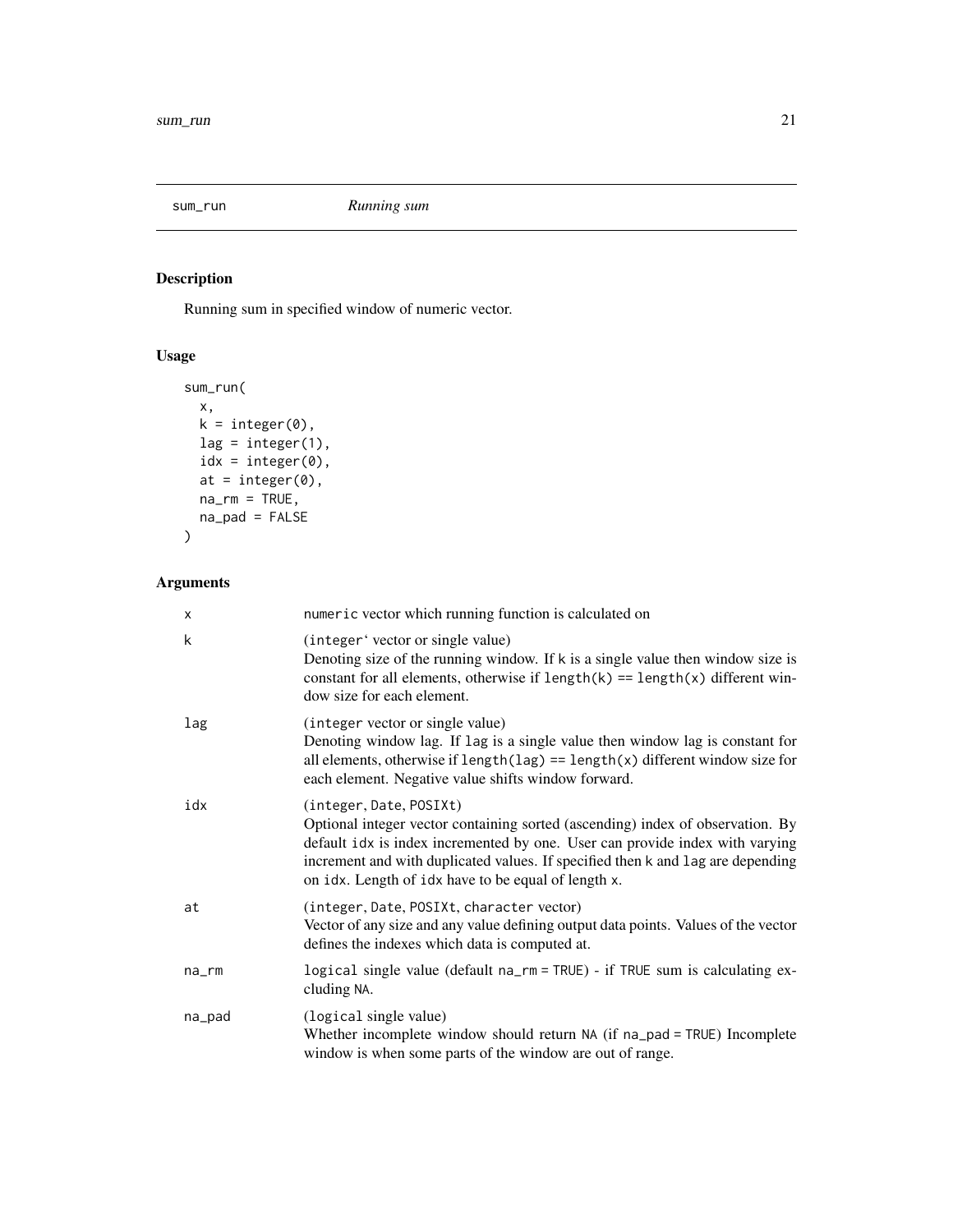## sum_run — *Running sum*

### Description

Running sum in specified window of numeric vector.

### Usage

```
sum_run(
  x,
  k = integer(0),
  lag = integer(1),
  idx = integer(0),
  at = integer(0),
  na_rm = TRUE,
  na_pad = FALSE
)
```

### Arguments

| | |
|---|---|
| x | numeric vector which running function is calculated on |
| k | (integer' vector or single value)<br>Denoting size of the running window. If k is a single value then window size is constant for all elements, otherwise if length(k) == length(x) different window size for each element. |
| lag | (integer vector or single value)<br>Denoting window lag. If lag is a single value then window lag is constant for all elements, otherwise if length(lag) == length(x) different window size for each element. Negative value shifts window forward. |
| idx | (integer, Date, POSIXt)<br>Optional integer vector containing sorted (ascending) index of observation. By default idx is index incremented by one. User can provide index with varying increment and with duplicated values. If specified then k and lag are depending on idx. Length of idx have to be equal of length x. |
| at | (integer, Date, POSIXt, character vector)<br>Vector of any size and any value defining output data points. Values of the vector defines the indexes which data is computed at. |
| na_rm | logical single value (default na_rm = TRUE) - if TRUE sum is calculating excluding NA. |
| na_pad | (logical single value)<br>Whether incomplete window should return NA (if na_pad = TRUE) Incomplete window is when some parts of the window are out of range. |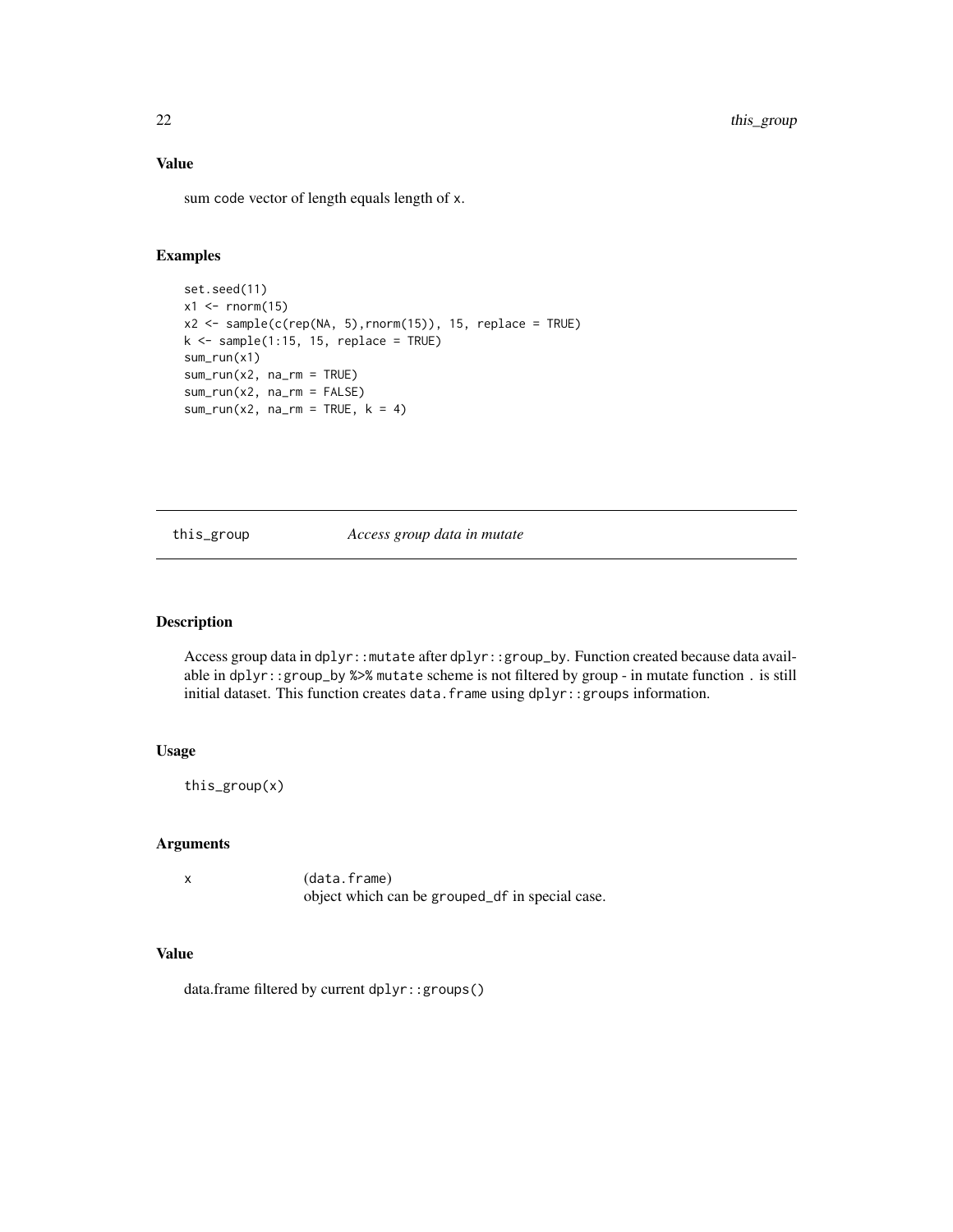## Value

sum code vector of length equals length of x.

## Examples

```
set.seed(11)
x1 <- rnorm(15)
x2 <- sample(c(rep(NA, 5),rnorm(15)), 15, replace = TRUE)
k <- sample(1:15, 15, replace = TRUE)
sum_run(x1)
sum_run(x2, na_rm = TRUE)
sum_run(x2, na_rm = FALSE)
sum_run(x2, na_rm = TRUE, k = 4)
```

---

# this_group — *Access group data in mutate*

---

## Description

Access group data in `dplyr::mutate` after `dplyr::group_by`. Function created because data available in `dplyr::group_by %>% mutate` scheme is not filtered by group - in mutate function `.` is still initial dataset. This function creates `data.frame` using `dplyr::groups` information.

## Usage

```
this_group(x)
```

## Arguments

| | |
|---|---|
| x | (data.frame) object which can be `grouped_df` in special case. |

## Value

data.frame filtered by current `dplyr::groups()`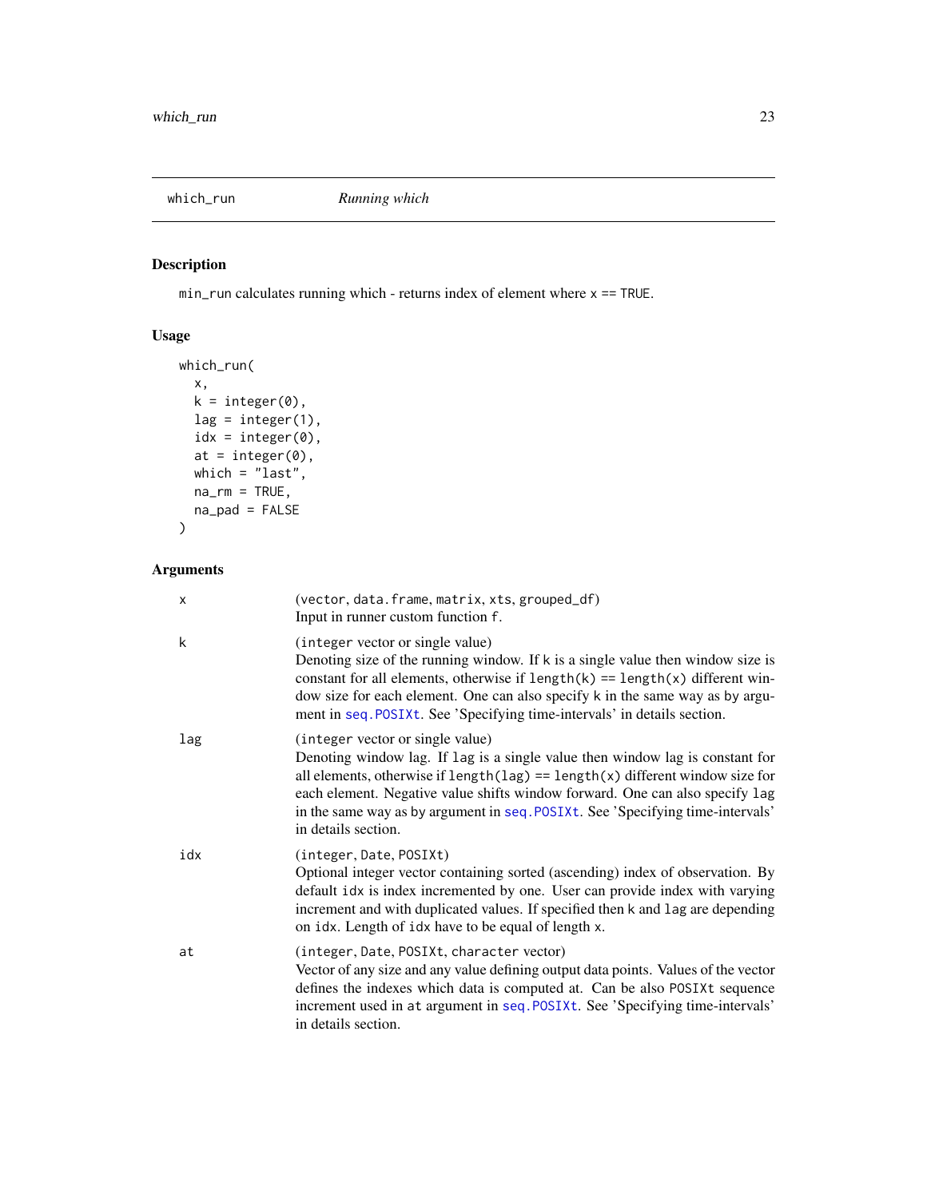## which_run — *Running which*

### Description

`min_run` calculates running which - returns index of element where `x == TRUE`.

### Usage

```
which_run(
  x,
  k = integer(0),
  lag = integer(1),
  idx = integer(0),
  at = integer(0),
  which = "last",
  na_rm = TRUE,
  na_pad = FALSE
)
```

### Arguments

| Argument | Description |
|---|---|
| `x` | (`vector`, `data.frame`, `matrix`, `xts`, `grouped_df`) Input in runner custom function `f`. |
| `k` | (`integer` vector or single value) Denoting size of the running window. If `k` is a single value then window size is constant for all elements, otherwise if `length(k) == length(x)` different window size for each element. One can also specify `k` in the same way as by argument in `seq.POSIXt`. See 'Specifying time-intervals' in details section. |
| `lag` | (`integer` vector or single value) Denoting window lag. If `lag` is a single value then window lag is constant for all elements, otherwise if `length(lag) == length(x)` different window size for each element. Negative value shifts window forward. One can also specify `lag` in the same way as by argument in `seq.POSIXt`. See 'Specifying time-intervals' in details section. |
| `idx` | (`integer`, `Date`, `POSIXt`) Optional integer vector containing sorted (ascending) index of observation. By default `idx` is index incremented by one. User can provide index with varying increment and with duplicated values. If specified then `k` and `lag` are depending on `idx`. Length of `idx` have to be equal of length `x`. |
| `at` | (`integer`, `Date`, `POSIXt`, `character` vector) Vector of any size and any value defining output data points. Values of the vector defines the indexes which data is computed at. Can be also `POSIXt` sequence increment used in `at` argument in `seq.POSIXt`. See 'Specifying time-intervals' in details section. |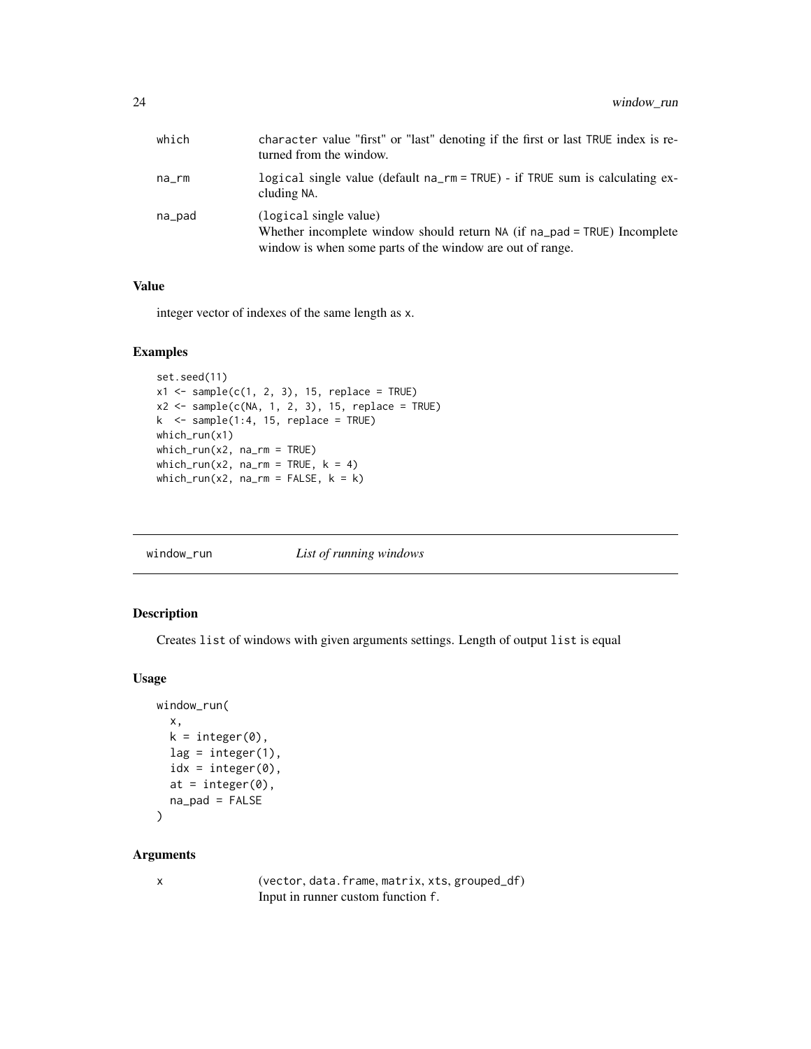| | |
|---|---|
| which | character value "first" or "last" denoting if the first or last TRUE index is returned from the window. |
| na_rm | logical single value (default na_rm = TRUE) - if TRUE sum is calculating excluding NA. |
| na_pad | (logical single value)<br>Whether incomplete window should return NA (if na_pad = TRUE) Incomplete window is when some parts of the window are out of range. |

### Value

integer vector of indexes of the same length as x.

### Examples

```
set.seed(11)
x1 <- sample(c(1, 2, 3), 15, replace = TRUE)
x2 <- sample(c(NA, 1, 2, 3), 15, replace = TRUE)
k  <- sample(1:4, 15, replace = TRUE)
which_run(x1)
which_run(x2, na_rm = TRUE)
which_run(x2, na_rm = TRUE, k = 4)
which_run(x2, na_rm = FALSE, k = k)
```

---

## window_run *List of running windows*

### Description

Creates list of windows with given arguments settings. Length of output list is equal

### Usage

```
window_run(
  x,
  k = integer(0),
  lag = integer(1),
  idx = integer(0),
  at = integer(0),
  na_pad = FALSE
)
```

### Arguments

| | |
|---|---|
| x | (vector, data.frame, matrix, xts, grouped_df)<br>Input in runner custom function f. |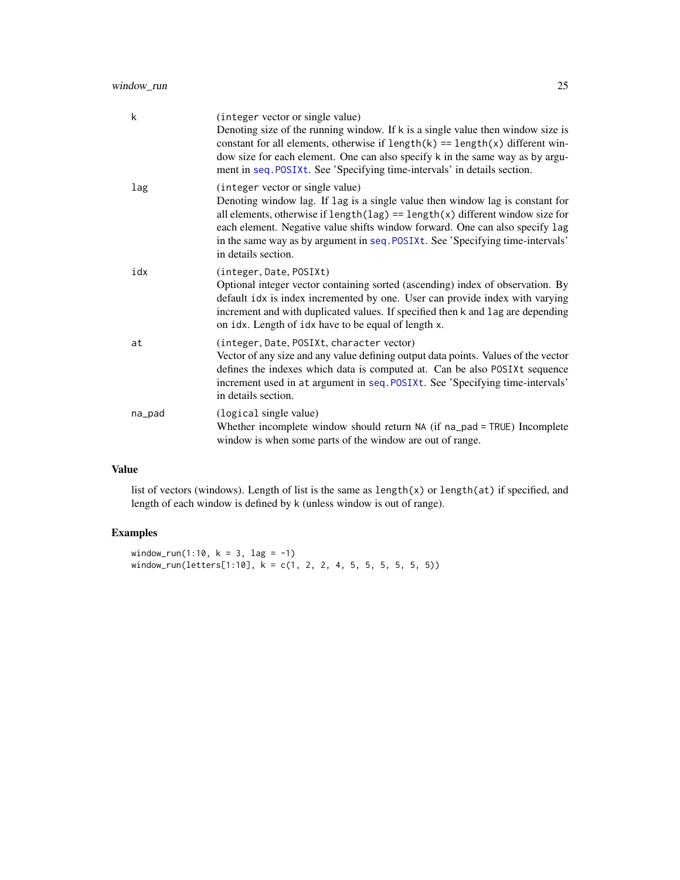| | |
|---|---|
| k | (integer vector or single value)<br>Denoting size of the running window. If k is a single value then window size is constant for all elements, otherwise if length(k) == length(x) different window size for each element. One can also specify k in the same way as by argument in seq.POSIXt. See 'Specifying time-intervals' in details section. |
| lag | (integer vector or single value)<br>Denoting window lag. If lag is a single value then window lag is constant for all elements, otherwise if length(lag) == length(x) different window size for each element. Negative value shifts window forward. One can also specify lag in the same way as by argument in seq.POSIXt. See 'Specifying time-intervals' in details section. |
| idx | (integer, Date, POSIXt)<br>Optional integer vector containing sorted (ascending) index of observation. By default idx is index incremented by one. User can provide index with varying increment and with duplicated values. If specified then k and lag are depending on idx. Length of idx have to be equal of length x. |
| at | (integer, Date, POSIXt, character vector)<br>Vector of any size and any value defining output data points. Values of the vector defines the indexes which data is computed at. Can be also POSIXt sequence increment used in at argument in seq.POSIXt. See 'Specifying time-intervals' in details section. |
| na_pad | (logical single value)<br>Whether incomplete window should return NA (if na_pad = TRUE) Incomplete window is when some parts of the window are out of range. |

## Value

list of vectors (windows). Length of list is the same as length(x) or length(at) if specified, and length of each window is defined by k (unless window is out of range).

## Examples

```
window_run(1:10, k = 3, lag = -1)
window_run(letters[1:10], k = c(1, 2, 2, 4, 5, 5, 5, 5, 5, 5))
```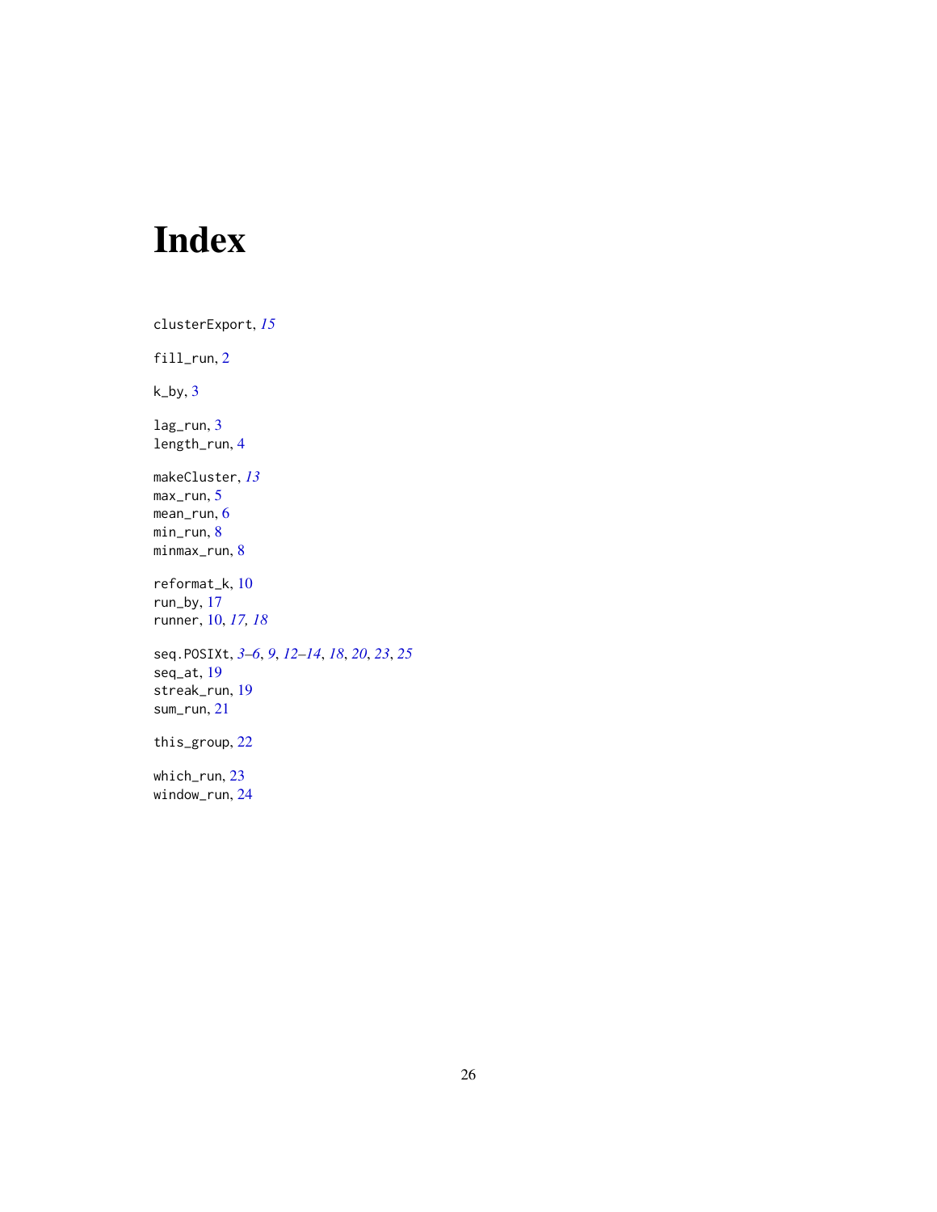# Index

clusterExport, *15*

fill_run, 2

k_by, 3

lag_run, 3
length_run, 4

makeCluster, *13*
max_run, 5
mean_run, 6
min_run, 8
minmax_run, 8

reformat_k, 10
run_by, 17
runner, 10, *17, 18*

seq.POSIXt, *3–6*, *9*, *12–14*, *18*, *20*, *23*, *25*
seq_at, 19
streak_run, 19
sum_run, 21

this_group, 22

which_run, 23
window_run, 24